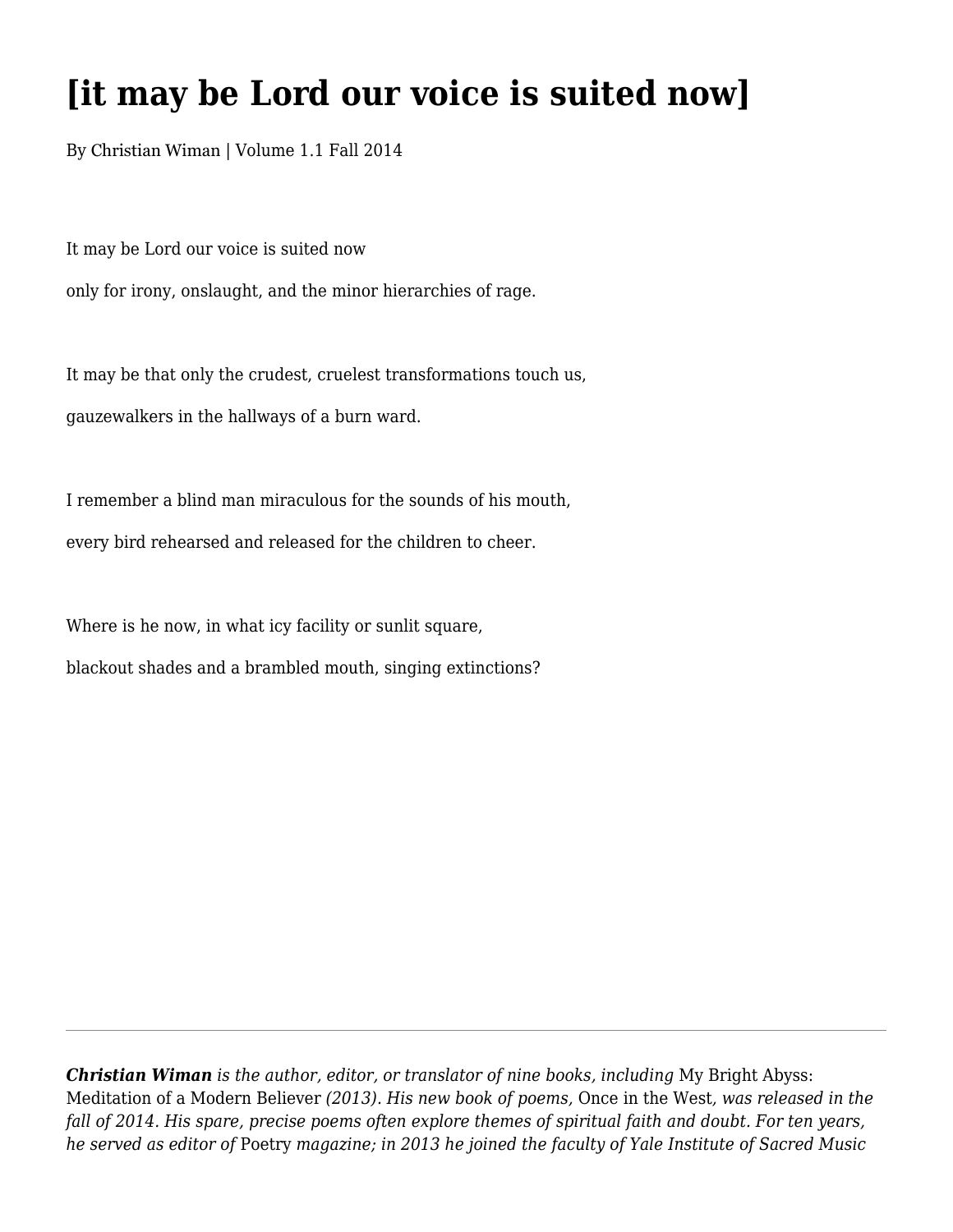# [it may be Lord our voice is suited now]

By Christian Wiman | Volume 1.1 Fall 2014

It may be Lord our voice is suited now

only for irony, onslaught, and the minor hierarchies of rage.

It may be that only the crudest, cruelest transformations touch us,

gauzewalkers in the hallways of a burn ward.

I remember a blind man miraculous for the sounds of his mouth,

every bird rehearsed and released for the children to cheer.

Where is he now, in what icy facility or sunlit square,

blackout shades and a brambled mouth, singing extinctions?

---

***Christian Wiman*** *is the author, editor, or translator of nine books, including* My Bright Abyss: Meditation of a Modern Believer *(2013). His new book of poems,* Once in the West*, was released in the fall of 2014. His spare, precise poems often explore themes of spiritual faith and doubt. For ten years, he served as editor of* Poetry *magazine; in 2013 he joined the faculty of Yale Institute of Sacred Music*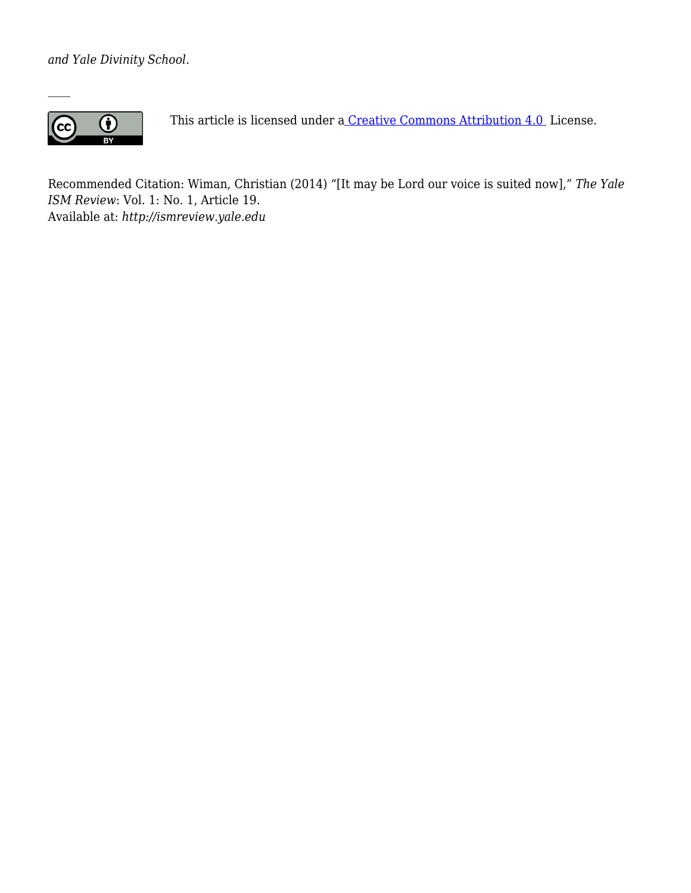*and Yale Divinity School.*

---

This article is licensed under a [Creative Commons Attribution 4.0](https://creativecommons.org/licenses/by/4.0/) License.

Recommended Citation: Wiman, Christian (2014) "[It may be Lord our voice is suited now]," *The Yale ISM Review*: Vol. 1: No. 1, Article 19.
Available at: *http://ismreview.yale.edu*